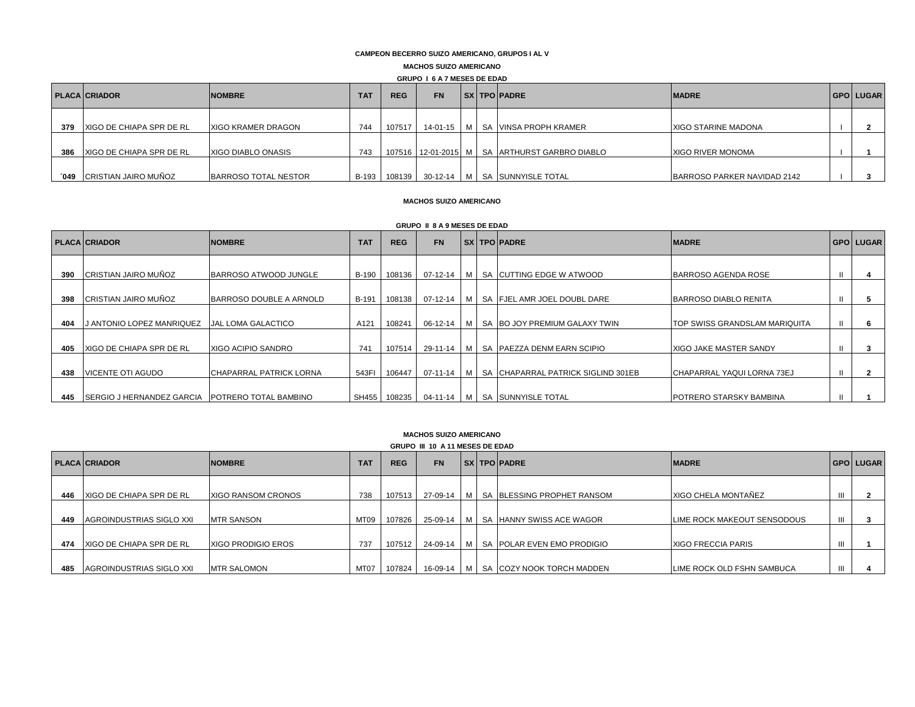# CAMPEON BECERRO SUIZO AMERICANO, GRUPOS I AL V

## MACHOS SUIZO AMERICANO

### GRUPO I 6 A 7 MESES DE EDAD

| PLACA | CRIADOR | NOMBRE | TAT | REG | FN | SX | TPO | PADRE | MADRE | GPO | LUGAR |
|---|---|---|---|---|---|---|---|---|---|---|---|
| 379 | XIGO DE CHIAPA SPR DE RL | XIGO KRAMER DRAGON | 744 | 107517 | 14-01-15 | M | SA | VINSA PROPH KRAMER | XIGO STARINE MADONA | I | 2 |
| 386 | XIGO DE CHIAPA SPR DE RL | XIGO DIABLO ONASIS | 743 | 107516 | 12-01-2015 | M | SA | ARTHURST GARBRO DIABLO | XIGO RIVER MONOMA | I | 1 |
| ´049 | CRISTIAN JAIRO MUÑOZ | BARROSO TOTAL NESTOR | B-193 | 108139 | 30-12-14 | M | SA | SUNNYISLE TOTAL | BARROSO PARKER NAVIDAD 2142 | I | 3 |

## MACHOS SUIZO AMERICANO

### GRUPO II 8 A 9 MESES DE EDAD

| PLACA | CRIADOR | NOMBRE | TAT | REG | FN | SX | TPO | PADRE | MADRE | GPO | LUGAR |
|---|---|---|---|---|---|---|---|---|---|---|---|
| 390 | CRISTIAN JAIRO MUÑOZ | BARROSO ATWOOD JUNGLE | B-190 | 108136 | 07-12-14 | M | SA | CUTTING EDGE W ATWOOD | BARROSO AGENDA ROSE | II | 4 |
| 398 | CRISTIAN JAIRO MUÑOZ | BARROSO DOUBLE A ARNOLD | B-191 | 108138 | 07-12-14 | M | SA | FJEL AMR JOEL DOUBL DARE | BARROSO DIABLO RENITA | II | 5 |
| 404 | J ANTONIO LOPEZ MANRIQUEZ | JAL LOMA GALACTICO | A121 | 108241 | 06-12-14 | M | SA | BO JOY PREMIUM GALAXY TWIN | TOP SWISS GRANDSLAM MARIQUITA | II | 6 |
| 405 | XIGO DE CHIAPA SPR DE RL | XIGO ACIPIO SANDRO | 741 | 107514 | 29-11-14 | M | SA | PAEZZA DENM EARN SCIPIO | XIGO JAKE MASTER SANDY | II | 3 |
| 438 | VICENTE OTI AGUDO | CHAPARRAL PATRICK LORNA | 543FI | 106447 | 07-11-14 | M | SA | CHAPARRAL PATRICK SIGLIND 301EB | CHAPARRAL YAQUI LORNA 73EJ | II | 2 |
| 445 | SERGIO J HERNANDEZ GARCIA | POTRERO TOTAL BAMBINO | SH455 | 108235 | 04-11-14 | M | SA | SUNNYISLE TOTAL | POTRERO STARSKY BAMBINA | II | 1 |

## MACHOS SUIZO AMERICANO

### GRUPO III 10 A 11 MESES DE EDAD

| PLACA | CRIADOR | NOMBRE | TAT | REG | FN | SX | TPO | PADRE | MADRE | GPO | LUGAR |
|---|---|---|---|---|---|---|---|---|---|---|---|
| 446 | XIGO DE CHIAPA SPR DE RL | XIGO RANSOM CRONOS | 738 | 107513 | 27-09-14 | M | SA | BLESSING PROPHET RANSOM | XIGO CHELA MONTAÑEZ | III | 2 |
| 449 | AGROINDUSTRIAS SIGLO XXI | MTR SANSON | MT09 | 107826 | 25-09-14 | M | SA | HANNY SWISS ACE WAGOR | LIME ROCK MAKEOUT SENSODOUS | III | 3 |
| 474 | XIGO DE CHIAPA SPR DE RL | XIGO PRODIGIO EROS | 737 | 107512 | 24-09-14 | M | SA | POLAR EVEN EMO PRODIGIO | XIGO FRECCIA PARIS | III | 1 |
| 485 | AGROINDUSTRIAS SIGLO XXI | MTR SALOMON | MT07 | 107824 | 16-09-14 | M | SA | COZY NOOK TORCH MADDEN | LIME ROCK OLD FSHN SAMBUCA | III | 4 |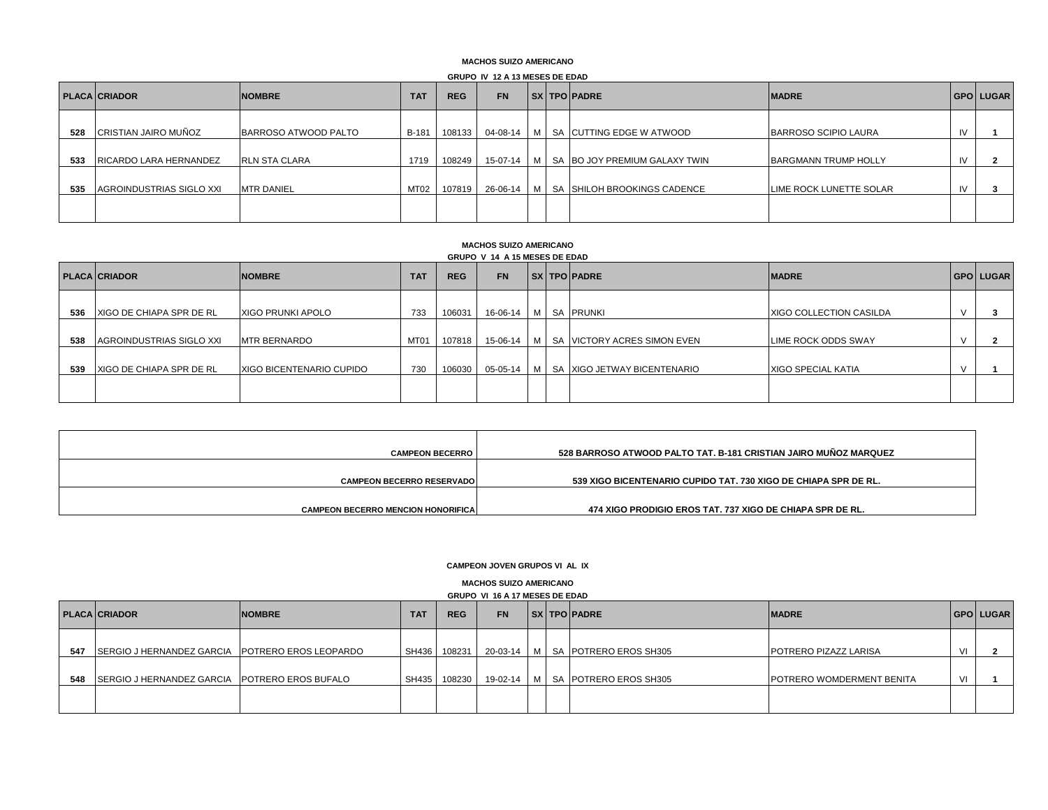**MACHOS SUIZO AMERICANO**

**GRUPO IV 12 A 13 MESES DE EDAD**

| PLACA | CRIADOR | NOMBRE | TAT | REG | FN | SX | TPO | PADRE | MADRE | GPO | LUGAR |
|---|---|---|---|---|---|---|---|---|---|---|---|
| 528 | CRISTIAN JAIRO MUÑOZ | BARROSO ATWOOD PALTO | B-181 | 108133 | 04-08-14 | M | SA | CUTTING EDGE W ATWOOD | BARROSO SCIPIO LAURA | IV | 1 |
| 533 | RICARDO LARA HERNANDEZ | RLN STA CLARA | 1719 | 108249 | 15-07-14 | M | SA | BO JOY PREMIUM GALAXY TWIN | BARGMANN TRUMP HOLLY | IV | 2 |
| 535 | AGROINDUSTRIAS SIGLO XXI | MTR DANIEL | MT02 | 107819 | 26-06-14 | M | SA | SHILOH BROOKINGS CADENCE | LIME ROCK LUNETTE SOLAR | IV | 3 |
| | | | | | | | | | | | |

**MACHOS SUIZO AMERICANO**

**GRUPO V 14 A 15 MESES DE EDAD**

| PLACA | CRIADOR | NOMBRE | TAT | REG | FN | SX | TPO | PADRE | MADRE | GPO | LUGAR |
|---|---|---|---|---|---|---|---|---|---|---|---|
| 536 | XIGO DE CHIAPA SPR DE RL | XIGO PRUNKI APOLO | 733 | 106031 | 16-06-14 | M | SA | PRUNKI | XIGO COLLECTION CASILDA | V | 3 |
| 538 | AGROINDUSTRIAS SIGLO XXI | MTR BERNARDO | MT01 | 107818 | 15-06-14 | M | SA | VICTORY ACRES SIMON EVEN | LIME ROCK ODDS SWAY | V | 2 |
| 539 | XIGO DE CHIAPA SPR DE RL | XIGO BICENTENARIO CUPIDO | 730 | 106030 | 05-05-14 | M | SA | XIGO JETWAY BICENTENARIO | XIGO SPECIAL KATIA | V | 1 |
| | | | | | | | | | | | |

| | |
|---|---|
| **CAMPEON BECERRO** | **528 BARROSO ATWOOD PALTO TAT. B-181 CRISTIAN JAIRO MUÑOZ MARQUEZ** |
| **CAMPEON BECERRO RESERVADO** | **539 XIGO BICENTENARIO CUPIDO TAT. 730 XIGO DE CHIAPA SPR DE RL.** |
| **CAMPEON BECERRO MENCION HONORIFICA** | **474 XIGO PRODIGIO EROS TAT. 737 XIGO DE CHIAPA SPR DE RL.** |

**CAMPEON JOVEN GRUPOS VI AL IX**

**MACHOS SUIZO AMERICANO**

**GRUPO VI 16 A 17 MESES DE EDAD**

| PLACA | CRIADOR | NOMBRE | TAT | REG | FN | SX | TPO | PADRE | MADRE | GPO | LUGAR |
|---|---|---|---|---|---|---|---|---|---|---|---|
| 547 | SERGIO J HERNANDEZ GARCIA | POTRERO EROS LEOPARDO | SH436 | 108231 | 20-03-14 | M | SA | POTRERO EROS SH305 | POTRERO PIZAZZ LARISA | VI | 2 |
| 548 | SERGIO J HERNANDEZ GARCIA | POTRERO EROS BUFALO | SH435 | 108230 | 19-02-14 | M | SA | POTRERO EROS SH305 | POTRERO WOMDERMENT BENITA | VI | 1 |
| | | | | | | | | | | | |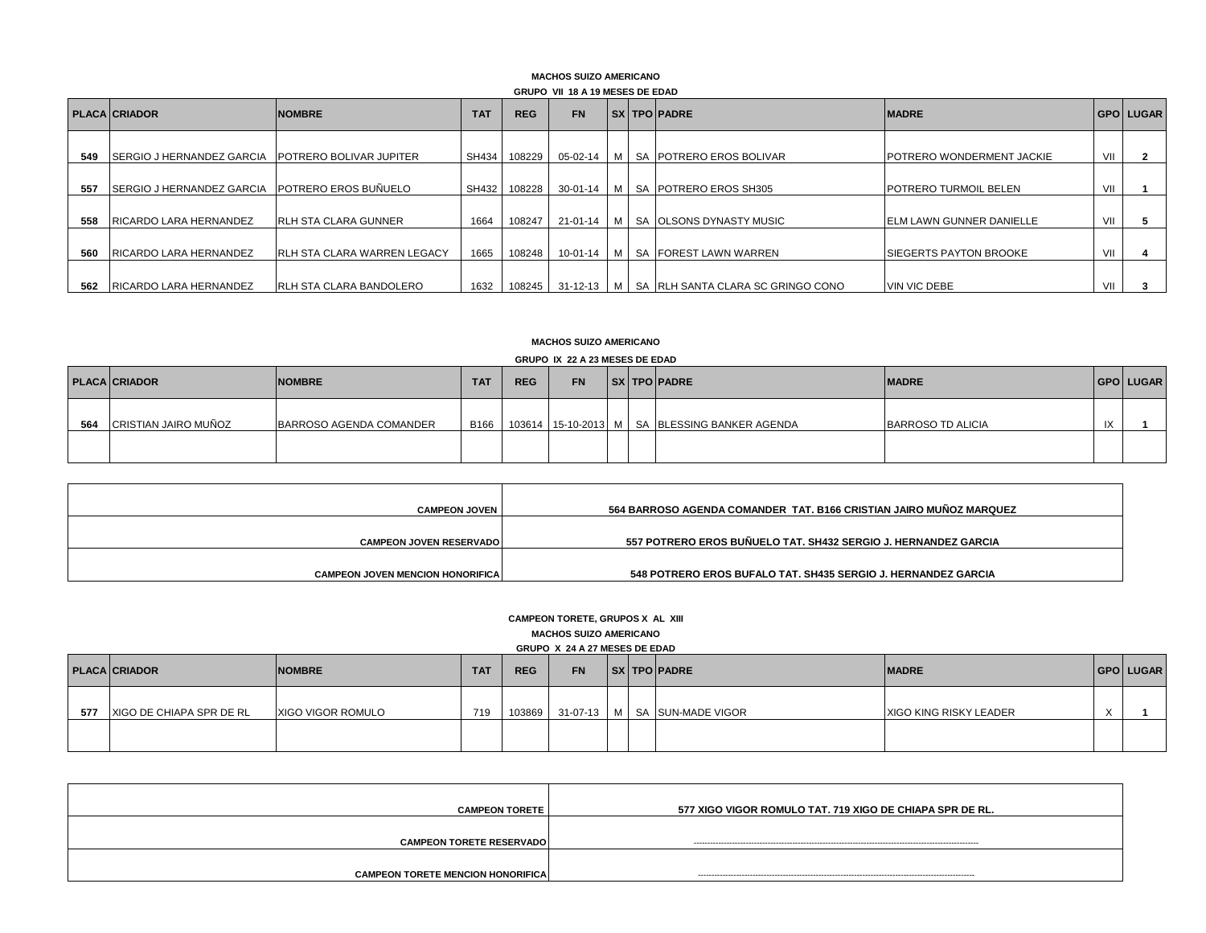**MACHOS SUIZO AMERICANO**

**GRUPO VII 18 A 19 MESES DE EDAD**

| PLACA | CRIADOR | NOMBRE | TAT | REG | FN | SX | TPO | PADRE | MADRE | GPO | LUGAR |
|---|---|---|---|---|---|---|---|---|---|---|---|
| 549 | SERGIO J HERNANDEZ GARCIA | POTRERO BOLIVAR JUPITER | SH434 | 108229 | 05-02-14 | M | SA | POTRERO EROS BOLIVAR | POTRERO WONDERMENT JACKIE | VII | 2 |
| 557 | SERGIO J HERNANDEZ GARCIA | POTRERO EROS BUÑUELO | SH432 | 108228 | 30-01-14 | M | SA | POTRERO EROS SH305 | POTRERO TURMOIL BELEN | VII | 1 |
| 558 | RICARDO LARA HERNANDEZ | RLH STA CLARA GUNNER | 1664 | 108247 | 21-01-14 | M | SA | OLSONS DYNASTY MUSIC | ELM LAWN GUNNER DANIELLE | VII | 5 |
| 560 | RICARDO LARA HERNANDEZ | RLH STA CLARA WARREN LEGACY | 1665 | 108248 | 10-01-14 | M | SA | FOREST LAWN WARREN | SIEGERTS PAYTON BROOKE | VII | 4 |
| 562 | RICARDO LARA HERNANDEZ | RLH STA CLARA BANDOLERO | 1632 | 108245 | 31-12-13 | M | SA | RLH SANTA CLARA SC GRINGO CONO | VIN VIC DEBE | VII | 3 |

**MACHOS SUIZO AMERICANO**

**GRUPO IX 22 A 23 MESES DE EDAD**

| PLACA | CRIADOR | NOMBRE | TAT | REG | FN | SX | TPO | PADRE | MADRE | GPO | LUGAR |
|---|---|---|---|---|---|---|---|---|---|---|---|
| 564 | CRISTIAN JAIRO MUÑOZ | BARROSO AGENDA COMANDER | B166 | 103614 | 15-10-2013 | M | SA | BLESSING BANKER AGENDA | BARROSO TD ALICIA | IX | 1 |
| | | | | | | | | | | | |

| | |
|---|---|
| **CAMPEON JOVEN** | **564 BARROSO AGENDA COMANDER TAT. B166 CRISTIAN JAIRO MUÑOZ MARQUEZ** |
| **CAMPEON JOVEN RESERVADO** | **557 POTRERO EROS BUÑUELO TAT. SH432 SERGIO J. HERNANDEZ GARCIA** |
| **CAMPEON JOVEN MENCION HONORIFICA** | **548 POTRERO EROS BUFALO TAT. SH435 SERGIO J. HERNANDEZ GARCIA** |

**CAMPEON TORETE, GRUPOS X AL XIII**

**MACHOS SUIZO AMERICANO**

**GRUPO X 24 A 27 MESES DE EDAD**

| PLACA | CRIADOR | NOMBRE | TAT | REG | FN | SX | TPO | PADRE | MADRE | GPO | LUGAR |
|---|---|---|---|---|---|---|---|---|---|---|---|
| 577 | XIGO DE CHIAPA SPR DE RL | XIGO VIGOR ROMULO | 719 | 103869 | 31-07-13 | M | SA | SUN-MADE VIGOR | XIGO KING RISKY LEADER | X | 1 |
| | | | | | | | | | | | |

| | |
|---|---|
| **CAMPEON TORETE** | **577 XIGO VIGOR ROMULO TAT. 719 XIGO DE CHIAPA SPR DE RL.** |
| **CAMPEON TORETE RESERVADO** | ---------------------------------------------------------------------------------------------------- |
| **CAMPEON TORETE MENCION HONORIFICA** | ---------------------------------------------------------------------------------------------------- |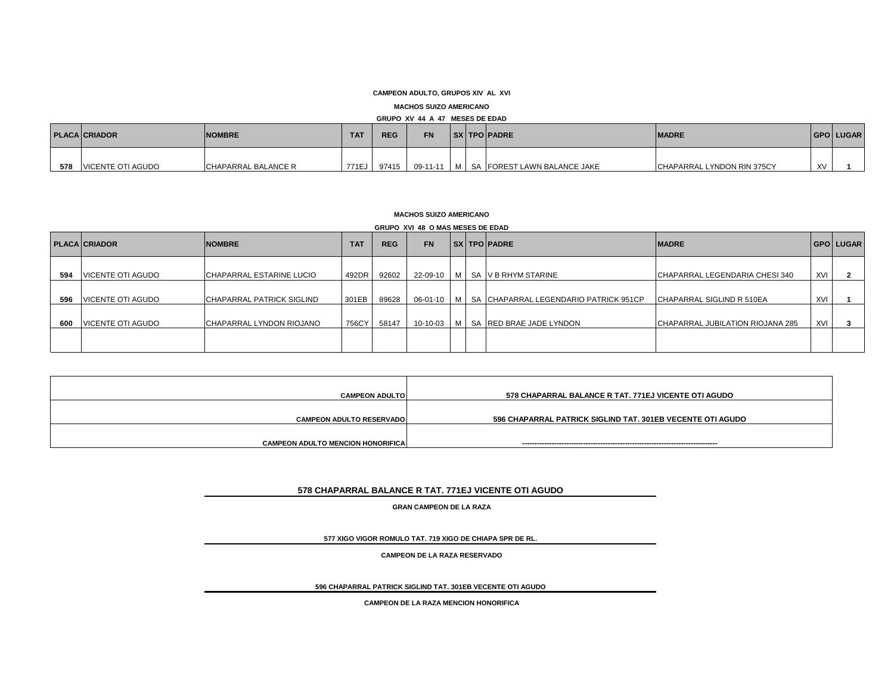**CAMPEON ADULTO, GRUPOS XIV AL XVI**

**MACHOS SUIZO AMERICANO**

**GRUPO XV 44 A 47 MESES DE EDAD**

| PLACA | CRIADOR | NOMBRE | TAT | REG | FN | SX | TPO | PADRE | MADRE | GPO | LUGAR |
|---|---|---|---|---|---|---|---|---|---|---|---|
| 578 | VICENTE OTI AGUDO | CHAPARRAL BALANCE R | 771EJ | 97415 | 09-11-11 | M | SA | FOREST LAWN BALANCE JAKE | CHAPARRAL LYNDON RIN 375CY | XV | 1 |

**MACHOS SUIZO AMERICANO**

**GRUPO XVI 48 O MAS MESES DE EDAD**

| PLACA | CRIADOR | NOMBRE | TAT | REG | FN | SX | TPO | PADRE | MADRE | GPO | LUGAR |
|---|---|---|---|---|---|---|---|---|---|---|---|
| 594 | VICENTE OTI AGUDO | CHAPARRAL ESTARINE LUCIO | 492DR | 92602 | 22-09-10 | M | SA | V B RHYM STARINE | CHAPARRAL LEGENDARIA CHESI 340 | XVI | 2 |
| 596 | VICENTE OTI AGUDO | CHAPARRAL PATRICK SIGLIND | 301EB | 89628 | 06-01-10 | M | SA | CHAPARRAL LEGENDARIO PATRICK 951CP | CHAPARRAL SIGLIND R 510EA | XVI | 1 |
| 600 | VICENTE OTI AGUDO | CHAPARRAL LYNDON RIOJANO | 756CY | 58147 | 10-10-03 | M | SA | RED BRAE JADE LYNDON | CHAPARRAL JUBILATION RIOJANA 285 | XVI | 3 |
| | | | | | | | | | | | |

| | |
|---|---|
| **CAMPEON ADULTO** | **578 CHAPARRAL BALANCE R TAT. 771EJ VICENTE OTI AGUDO** |
| **CAMPEON ADULTO RESERVADO** | **596 CHAPARRAL PATRICK SIGLIND TAT. 301EB VECENTE OTI AGUDO** |
| **CAMPEON ADULTO MENCION HONORIFICA** | **--------------------------------------------------------------------------------** |

**578 CHAPARRAL BALANCE R TAT. 771EJ VICENTE OTI AGUDO**

**GRAN CAMPEON DE LA RAZA**

**577 XIGO VIGOR ROMULO TAT. 719 XIGO DE CHIAPA SPR DE RL.**

**CAMPEON DE LA RAZA RESERVADO**

**596 CHAPARRAL PATRICK SIGLIND TAT. 301EB VECENTE OTI AGUDO**

**CAMPEON DE LA RAZA MENCION HONORIFICA**